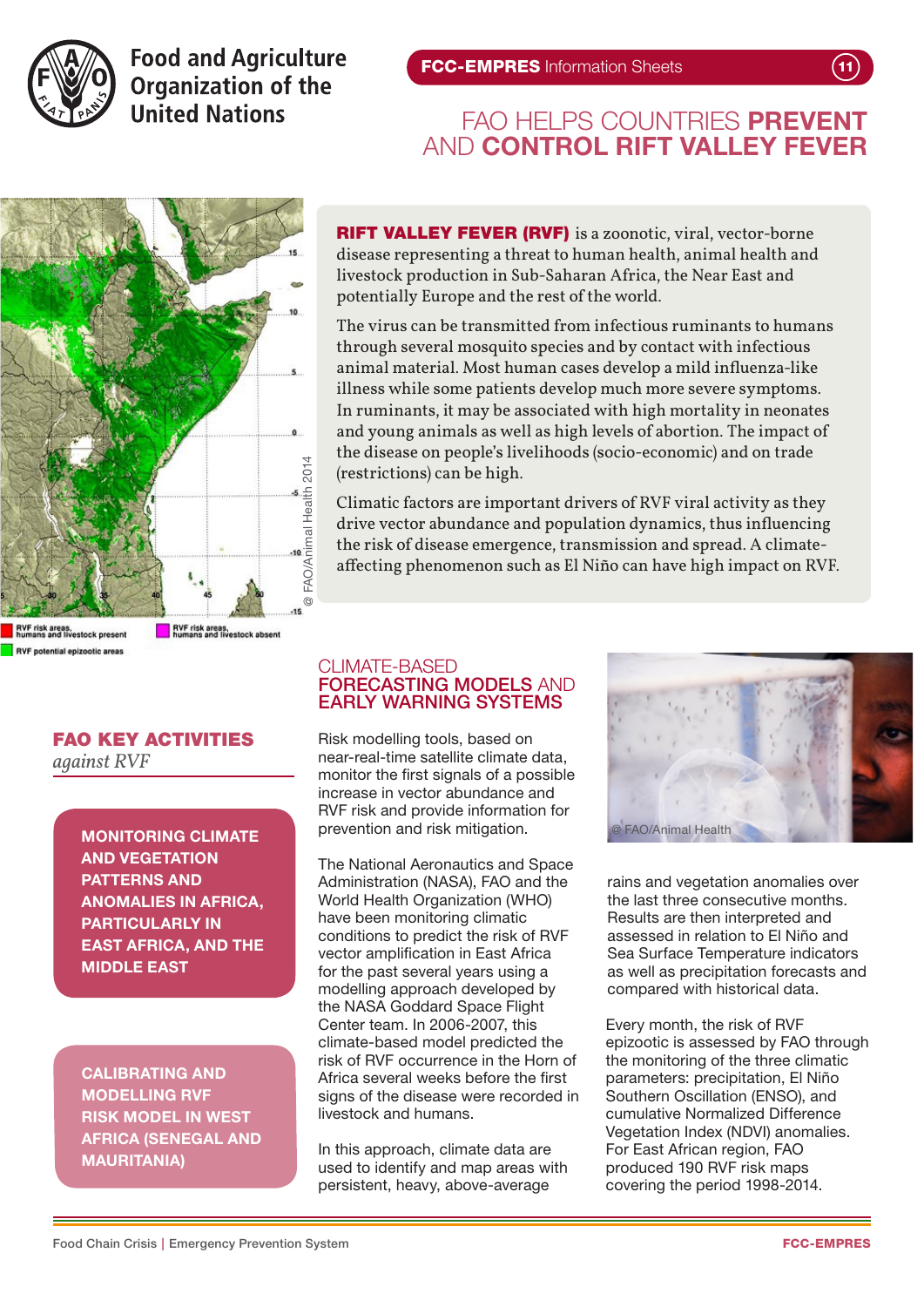Food and Agriculture Organization of the United Nations

FCC-EMPRES Information Sheets

# FAO HELPS COUNTRIES PREVENT AND CONTROL RIFT VALLEY FEVER

RVF risk areas, humans and livestock present

RVF risk areas, humans and livestock absent

RVF potential epizootic areas

@ FAO/Animal Health 2014

**RIFT VALLEY FEVER (RVF)** is a zoonotic, viral, vector-borne disease representing a threat to human health, animal health and livestock production in Sub-Saharan Africa, the Near East and potentially Europe and the rest of the world.

The virus can be transmitted from infectious ruminants to humans through several mosquito species and by contact with infectious animal material. Most human cases develop a mild influenza-like illness while some patients develop much more severe symptoms. In ruminants, it may be associated with high mortality in neonates and young animals as well as high levels of abortion. The impact of the disease on people's livelihoods (socio-economic) and on trade (restrictions) can be high.

Climatic factors are important drivers of RVF viral activity as they drive vector abundance and population dynamics, thus influencing the risk of disease emergence, transmission and spread. A climate-affecting phenomenon such as El Niño can have high impact on RVF.

## FAO KEY ACTIVITIES *against RVF*

**MONITORING CLIMATE AND VEGETATION PATTERNS AND ANOMALIES IN AFRICA, PARTICULARLY IN EAST AFRICA, AND THE MIDDLE EAST**

**CALIBRATING AND MODELLING RVF RISK MODEL IN WEST AFRICA (SENEGAL AND MAURITANIA)**

## CLIMATE-BASED FORECASTING MODELS AND EARLY WARNING SYSTEMS

Risk modelling tools, based on near-real-time satellite climate data, monitor the first signals of a possible increase in vector abundance and RVF risk and provide information for prevention and risk mitigation.

The National Aeronautics and Space Administration (NASA), FAO and the World Health Organization (WHO) have been monitoring climatic conditions to predict the risk of RVF vector amplification in East Africa for the past several years using a modelling approach developed by the NASA Goddard Space Flight Center team. In 2006-2007, this climate-based model predicted the risk of RVF occurrence in the Horn of Africa several weeks before the first signs of the disease were recorded in livestock and humans.

In this approach, climate data are used to identify and map areas with persistent, heavy, above-average rains and vegetation anomalies over the last three consecutive months. Results are then interpreted and assessed in relation to El Niño and Sea Surface Temperature indicators as well as precipitation forecasts and compared with historical data.

@ FAO/Animal Health

Every month, the risk of RVF epizootic is assessed by FAO through the monitoring of the three climatic parameters: precipitation, El Niño Southern Oscillation (ENSO), and cumulative Normalized Difference Vegetation Index (NDVI) anomalies. For East African region, FAO produced 190 RVF risk maps covering the period 1998-2014.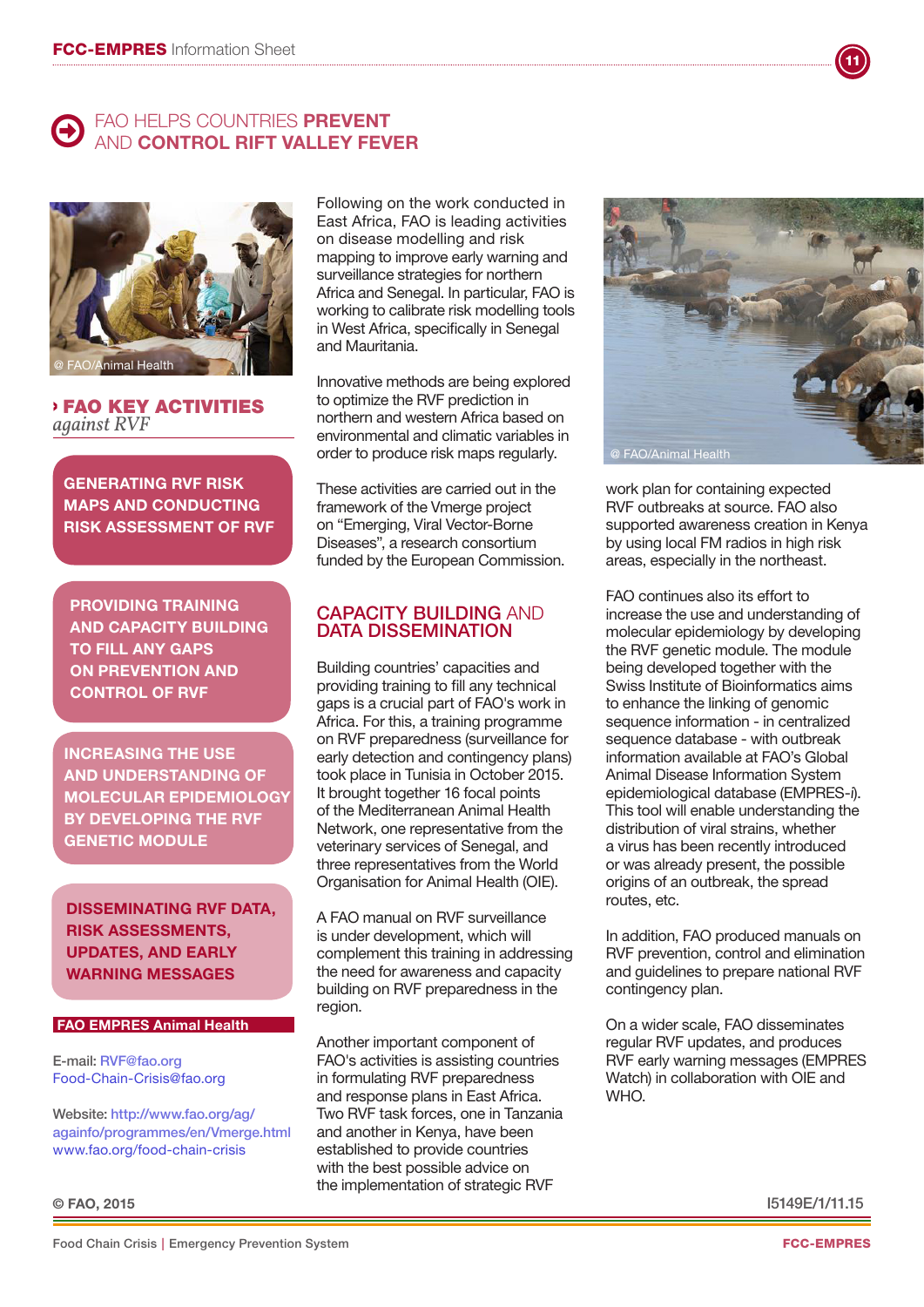# FAO HELPS COUNTRIES **PREVENT** AND **CONTROL RIFT VALLEY FEVER**

@ FAO/Animal Health

## › FAO KEY ACTIVITIES *against RVF*

**GENERATING RVF RISK MAPS AND CONDUCTING RISK ASSESSMENT OF RVF**

**PROVIDING TRAINING AND CAPACITY BUILDING TO FILL ANY GAPS ON PREVENTION AND CONTROL OF RVF**

**INCREASING THE USE AND UNDERSTANDING OF MOLECULAR EPIDEMIOLOGY BY DEVELOPING THE RVF GENETIC MODULE**

**DISSEMINATING RVF DATA, RISK ASSESSMENTS, UPDATES, AND EARLY WARNING MESSAGES**

**FAO EMPRES Animal Health**

E-mail: RVF@fao.org
Food-Chain-Crisis@fao.org

Website: http://www.fao.org/ag/againfo/programmes/en/Vmerge.html
www.fao.org/food-chain-crisis

Following on the work conducted in East Africa, FAO is leading activities on disease modelling and risk mapping to improve early warning and surveillance strategies for northern Africa and Senegal. In particular, FAO is working to calibrate risk modelling tools in West Africa, specifically in Senegal and Mauritania.

Innovative methods are being explored to optimize the RVF prediction in northern and western Africa based on environmental and climatic variables in order to produce risk maps regularly.

These activities are carried out in the framework of the Vmerge project on "Emerging, Viral Vector-Borne Diseases", a research consortium funded by the European Commission.

## CAPACITY BUILDING AND DATA DISSEMINATION

Building countries' capacities and providing training to fill any technical gaps is a crucial part of FAO's work in Africa. For this, a training programme on RVF preparedness (surveillance for early detection and contingency plans) took place in Tunisia in October 2015. It brought together 16 focal points of the Mediterranean Animal Health Network, one representative from the veterinary services of Senegal, and three representatives from the World Organisation for Animal Health (OIE).

A FAO manual on RVF surveillance is under development, which will complement this training in addressing the need for awareness and capacity building on RVF preparedness in the region.

Another important component of FAO's activities is assisting countries in formulating RVF preparedness and response plans in East Africa. Two RVF task forces, one in Tanzania and another in Kenya, have been established to provide countries with the best possible advice on the implementation of strategic RVF work plan for containing expected RVF outbreaks at source. FAO also supported awareness creation in Kenya by using local FM radios in high risk areas, especially in the northeast.

@ FAO/Animal Health

FAO continues also its effort to increase the use and understanding of molecular epidemiology by developing the RVF genetic module. The module being developed together with the Swiss Institute of Bioinformatics aims to enhance the linking of genomic sequence information - in centralized sequence database - with outbreak information available at FAO's Global Animal Disease Information System epidemiological database (EMPRES-*i*). This tool will enable understanding the distribution of viral strains, whether a virus has been recently introduced or was already present, the possible origins of an outbreak, the spread routes, etc.

In addition, FAO produced manuals on RVF prevention, control and elimination and guidelines to prepare national RVF contingency plan.

On a wider scale, FAO disseminates regular RVF updates, and produces RVF early warning messages (EMPRES Watch) in collaboration with OIE and WHO.

**© FAO, 2015**

I5149E/1/11.15